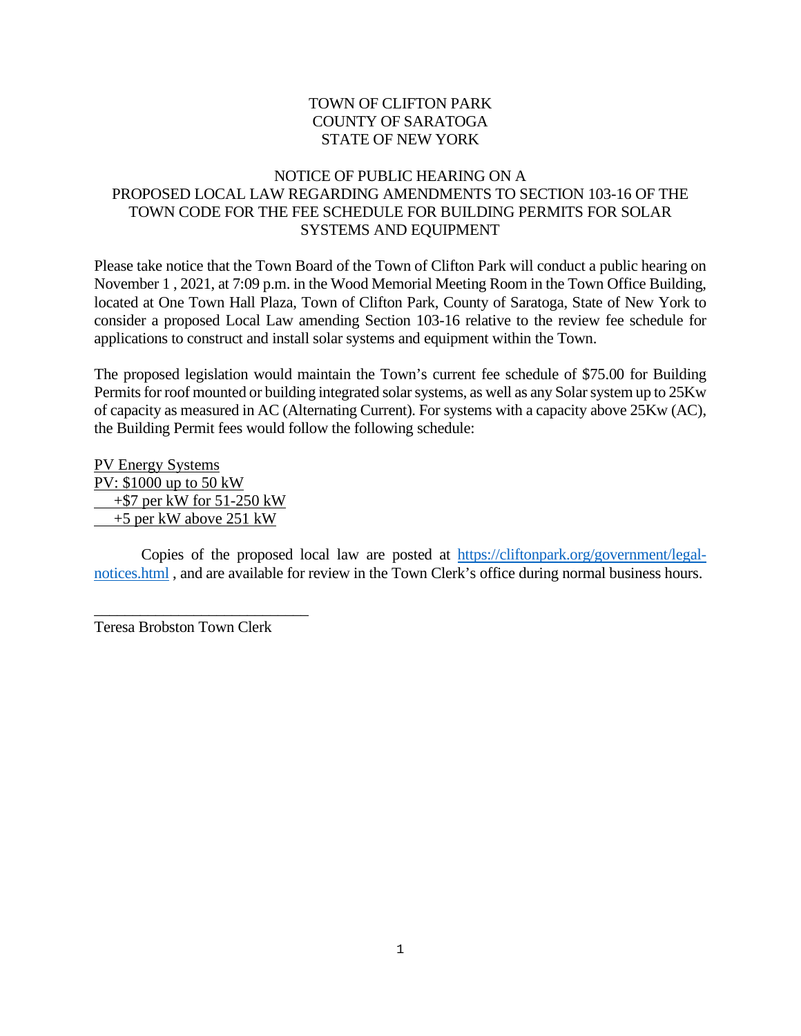TOWN OF CLIFTON PARK
COUNTY OF SARATOGA
STATE OF NEW YORK

NOTICE OF PUBLIC HEARING ON A
PROPOSED LOCAL LAW REGARDING AMENDMENTS TO SECTION 103-16 OF THE TOWN CODE FOR THE FEE SCHEDULE FOR BUILDING PERMITS FOR SOLAR SYSTEMS AND EQUIPMENT

Please take notice that the Town Board of the Town of Clifton Park will conduct a public hearing on November 1 , 2021, at 7:09 p.m. in the Wood Memorial Meeting Room in the Town Office Building, located at One Town Hall Plaza, Town of Clifton Park, County of Saratoga, State of New York to consider a proposed Local Law amending Section 103-16 relative to the review fee schedule for applications to construct and install solar systems and equipment within the Town.

The proposed legislation would maintain the Town's current fee schedule of $75.00 for Building Permits for roof mounted or building integrated solar systems, as well as any Solar system up to 25Kw of capacity as measured in AC (Alternating Current). For systems with a capacity above 25Kw (AC), the Building Permit fees would follow the following schedule:

PV Energy Systems
PV: $1000 up to 50 kW
+$7 per kW for 51-250 kW
+5 per kW above 251 kW

Copies of the proposed local law are posted at https://cliftonpark.org/government/legal-notices.html , and are available for review in the Town Clerk's office during normal business hours.

___________________________
Teresa Brobston Town Clerk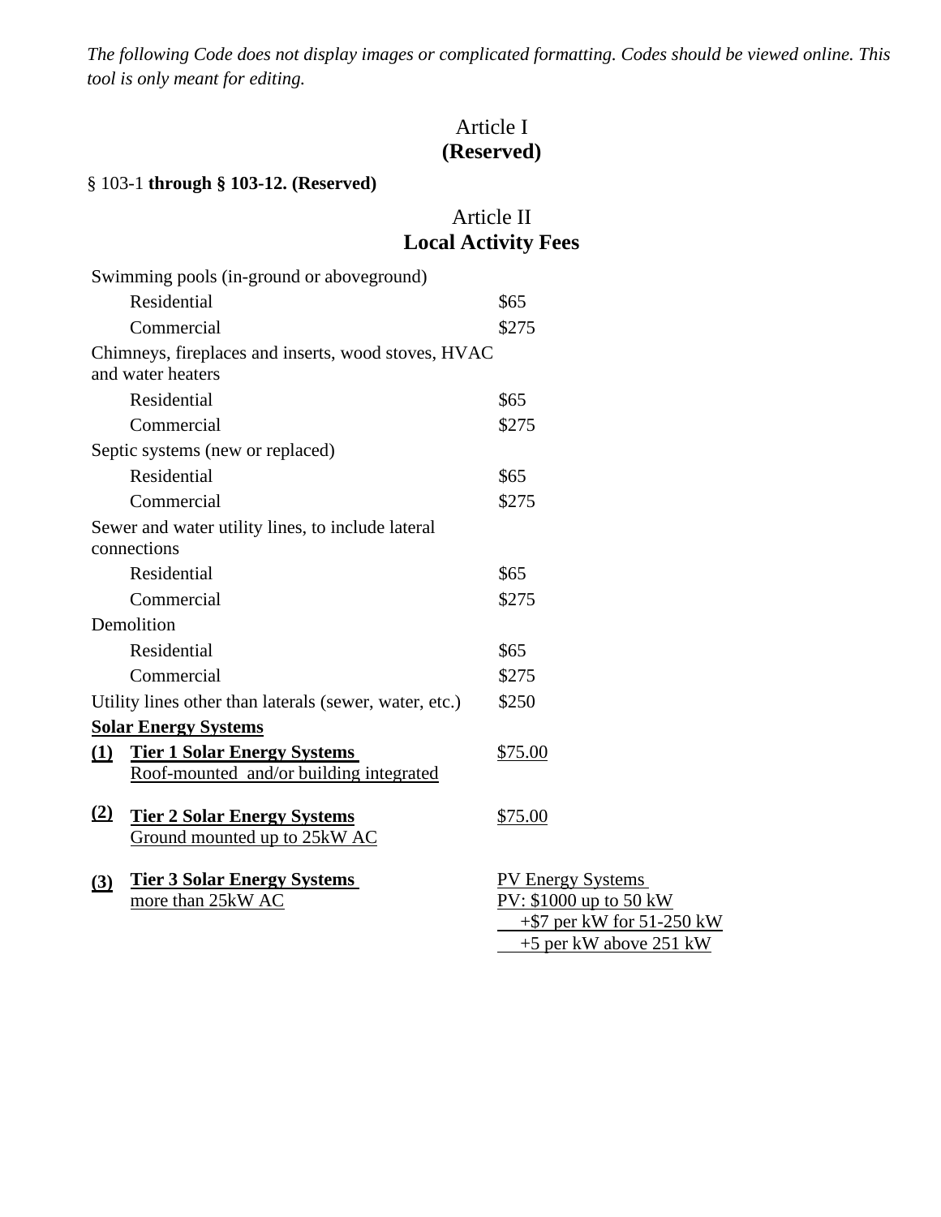*The following Code does not display images or complicated formatting. Codes should be viewed online. This tool is only meant for editing.*

# Article I
# (Reserved)

§ 103-1 **through § 103-12. (Reserved)**

# Article II
# Local Activity Fees

| | | |
|---|---|---|
| Swimming pools (in-ground or aboveground) | | |
| | Residential | $65 |
| | Commercial | $275 |
| Chimneys, fireplaces and inserts, wood stoves, HVAC and water heaters | | |
| | Residential | $65 |
| | Commercial | $275 |
| Septic systems (new or replaced) | | |
| | Residential | $65 |
| | Commercial | $275 |
| Sewer and water utility lines, to include lateral connections | | |
| | Residential | $65 |
| | Commercial | $275 |
| Demolition | | |
| | Residential | $65 |
| | Commercial | $275 |
| Utility lines other than laterals (sewer, water, etc.) | | $250 |
| **Solar Energy Systems** | | |
| **(1)** | **Tier 1 Solar Energy Systems** Roof-mounted and/or building integrated | $75.00 |
| **(2)** | **Tier 2 Solar Energy Systems** Ground mounted up to 25kW AC | $75.00 |
| **(3)** | **Tier 3 Solar Energy Systems** more than 25kW AC | PV Energy Systems PV: $1000 up to 50 kW +$7 per kW for 51-250 kW +5 per kW above 251 kW |